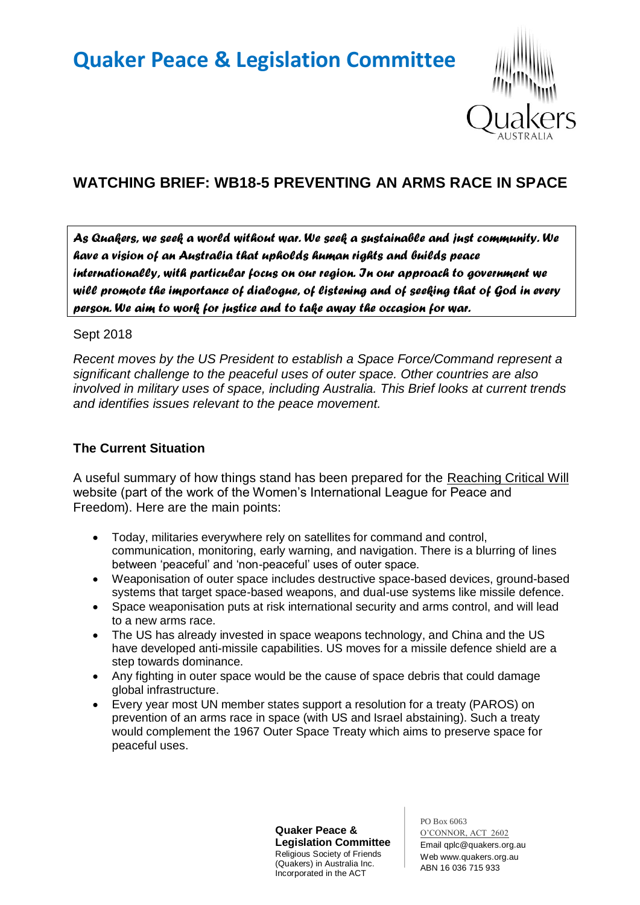# Quaker Peace & Legislation Committee

## WATCHING BRIEF: WB18-5 PREVENTING AN ARMS RACE IN SPACE

*As Quakers, we seek a world without war. We seek a sustainable and just community. We have a vision of an Australia that upholds human rights and builds peace internationally, with particular focus on our region. In our approach to government we will promote the importance of dialogue, of listening and of seeking that of God in every person. We aim to work for justice and to take away the occasion for war.*

Sept 2018

*Recent moves by the US President to establish a Space Force/Command represent a significant challenge to the peaceful uses of outer space. Other countries are also involved in military uses of space, including Australia. This Brief looks at current trends and identifies issues relevant to the peace movement.*

### The Current Situation

A useful summary of how things stand has been prepared for the Reaching Critical Will website (part of the work of the Women's International League for Peace and Freedom). Here are the main points:

- Today, militaries everywhere rely on satellites for command and control, communication, monitoring, early warning, and navigation. There is a blurring of lines between 'peaceful' and 'non-peaceful' uses of outer space.
- Weaponisation of outer space includes destructive space-based devices, ground-based systems that target space-based weapons, and dual-use systems like missile defence.
- Space weaponisation puts at risk international security and arms control, and will lead to a new arms race.
- The US has already invested in space weapons technology, and China and the US have developed anti-missile capabilities. US moves for a missile defence shield are a step towards dominance.
- Any fighting in outer space would be the cause of space debris that could damage global infrastructure.
- Every year most UN member states support a resolution for a treaty (PAROS) on prevention of an arms race in space (with US and Israel abstaining). Such a treaty would complement the 1967 Outer Space Treaty which aims to preserve space for peaceful uses.

**Quaker Peace & Legislation Committee**
Religious Society of Friends (Quakers) in Australia Inc.
Incorporated in the ACT

PO Box 6063
O'CONNOR, ACT 2602
Email qplc@quakers.org.au
Web www.quakers.org.au
ABN 16 036 715 933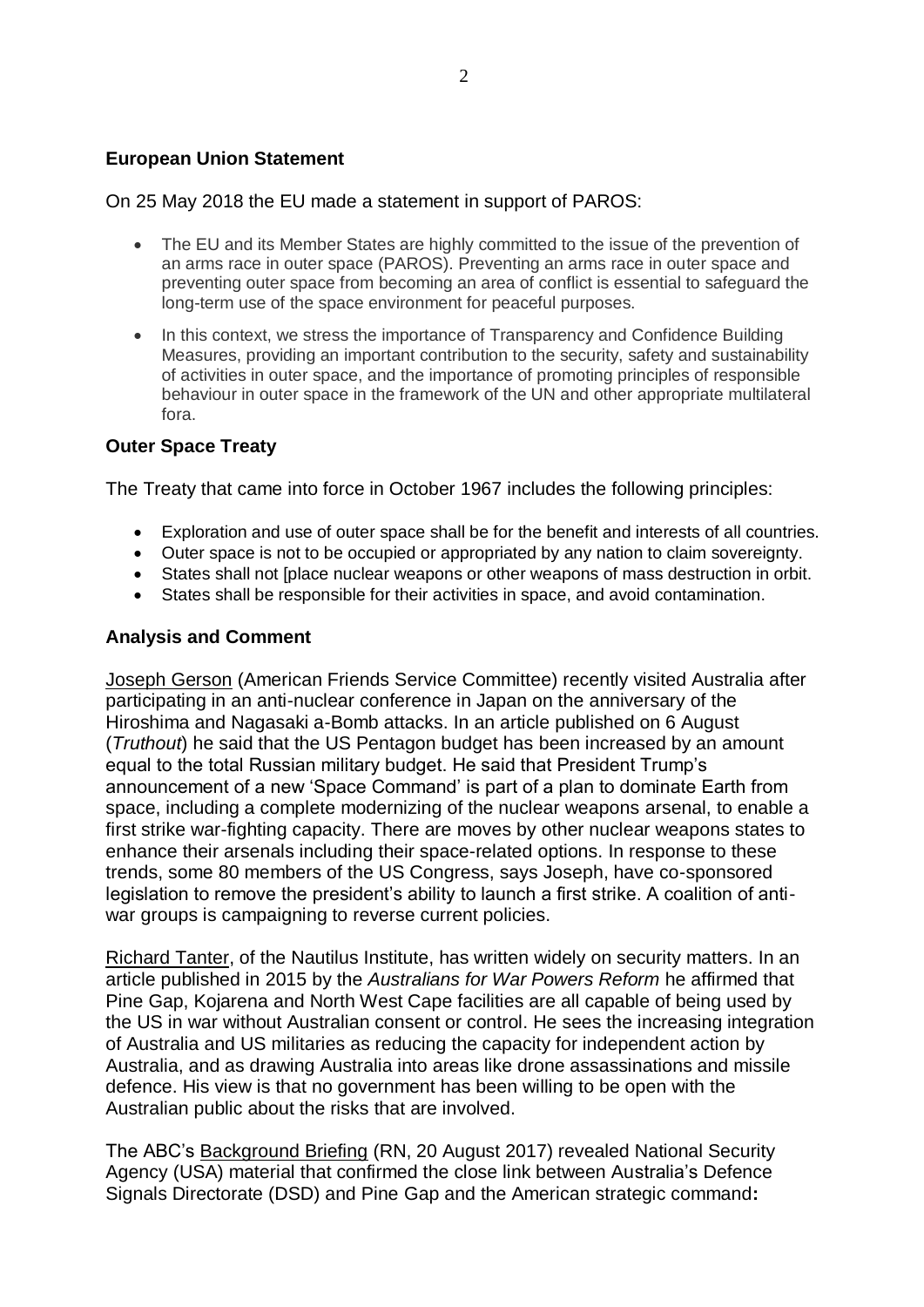**European Union Statement**

On 25 May 2018 the EU made a statement in support of PAROS:

- The EU and its Member States are highly committed to the issue of the prevention of an arms race in outer space (PAROS). Preventing an arms race in outer space and preventing outer space from becoming an area of conflict is essential to safeguard the long-term use of the space environment for peaceful purposes.
- In this context, we stress the importance of Transparency and Confidence Building Measures, providing an important contribution to the security, safety and sustainability of activities in outer space, and the importance of promoting principles of responsible behaviour in outer space in the framework of the UN and other appropriate multilateral fora.

**Outer Space Treaty**

The Treaty that came into force in October 1967 includes the following principles:

- Exploration and use of outer space shall be for the benefit and interests of all countries.
- Outer space is not to be occupied or appropriated by any nation to claim sovereignty.
- States shall not [place nuclear weapons or other weapons of mass destruction in orbit.
- States shall be responsible for their activities in space, and avoid contamination.

**Analysis and Comment**

Joseph Gerson (American Friends Service Committee) recently visited Australia after participating in an anti-nuclear conference in Japan on the anniversary of the Hiroshima and Nagasaki a-Bomb attacks. In an article published on 6 August (*Truthout*) he said that the US Pentagon budget has been increased by an amount equal to the total Russian military budget. He said that President Trump's announcement of a new 'Space Command' is part of a plan to dominate Earth from space, including a complete modernizing of the nuclear weapons arsenal, to enable a first strike war-fighting capacity. There are moves by other nuclear weapons states to enhance their arsenals including their space-related options. In response to these trends, some 80 members of the US Congress, says Joseph, have co-sponsored legislation to remove the president's ability to launch a first strike. A coalition of anti-war groups is campaigning to reverse current policies.

Richard Tanter, of the Nautilus Institute, has written widely on security matters. In an article published in 2015 by the *Australians for War Powers Reform* he affirmed that Pine Gap, Kojarena and North West Cape facilities are all capable of being used by the US in war without Australian consent or control. He sees the increasing integration of Australia and US militaries as reducing the capacity for independent action by Australia, and as drawing Australia into areas like drone assassinations and missile defence. His view is that no government has been willing to be open with the Australian public about the risks that are involved.

The ABC's Background Briefing (RN, 20 August 2017) revealed National Security Agency (USA) material that confirmed the close link between Australia's Defence Signals Directorate (DSD) and Pine Gap and the American strategic command**:**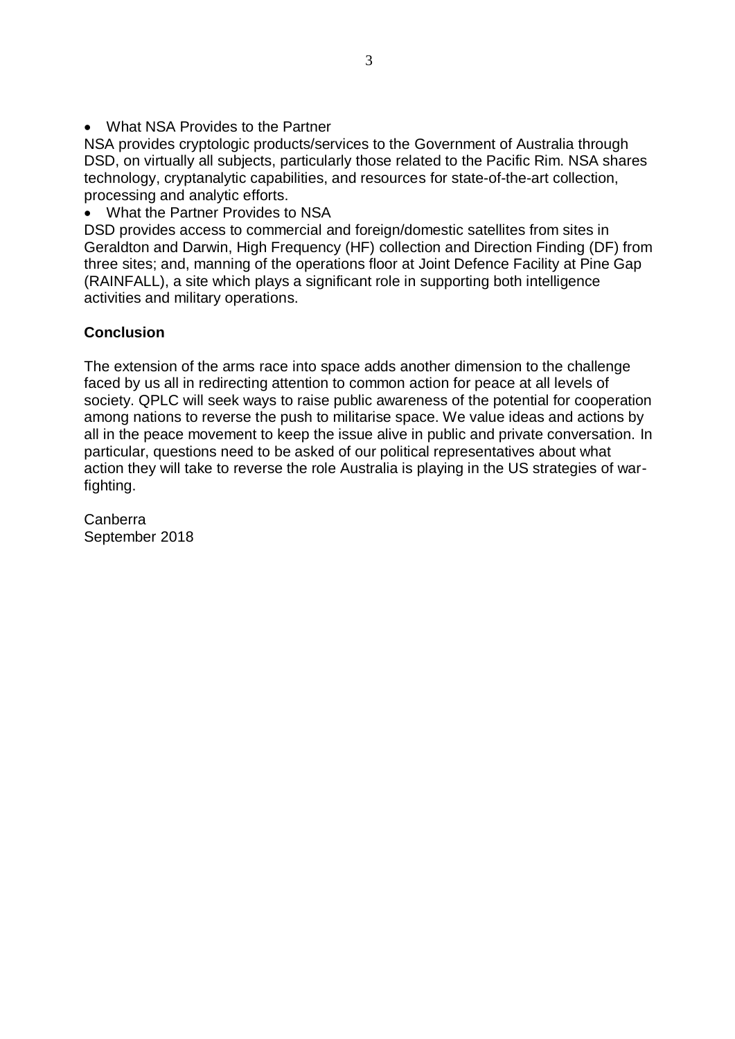- What NSA Provides to the Partner

NSA provides cryptologic products/services to the Government of Australia through DSD, on virtually all subjects, particularly those related to the Pacific Rim. NSA shares technology, cryptanalytic capabilities, and resources for state-of-the-art collection, processing and analytic efforts.

- What the Partner Provides to NSA

DSD provides access to commercial and foreign/domestic satellites from sites in Geraldton and Darwin, High Frequency (HF) collection and Direction Finding (DF) from three sites; and, manning of the operations floor at Joint Defence Facility at Pine Gap (RAINFALL), a site which plays a significant role in supporting both intelligence activities and military operations.

**Conclusion**

The extension of the arms race into space adds another dimension to the challenge faced by us all in redirecting attention to common action for peace at all levels of society. QPLC will seek ways to raise public awareness of the potential for cooperation among nations to reverse the push to militarise space. We value ideas and actions by all in the peace movement to keep the issue alive in public and private conversation. In particular, questions need to be asked of our political representatives about what action they will take to reverse the role Australia is playing in the US strategies of war-fighting.

Canberra
September 2018